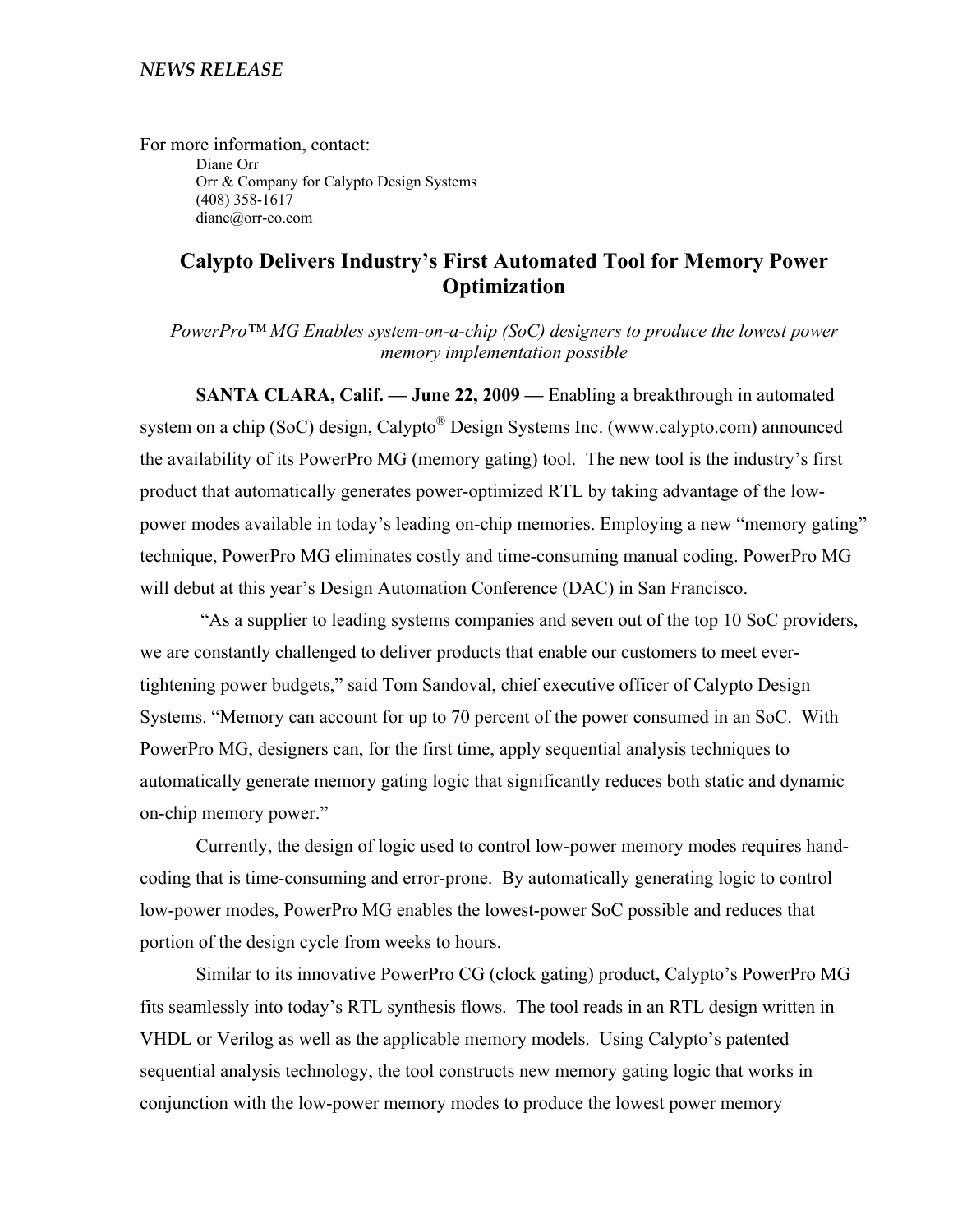*NEWS RELEASE*

For more information, contact:

Diane Orr
Orr & Company for Calypto Design Systems
(408) 358-1617
diane@orr-co.com

# Calypto Delivers Industry's First Automated Tool for Memory Power Optimization

*PowerPro™ MG Enables system-on-a-chip (SoC) designers to produce the lowest power memory implementation possible*

**SANTA CLARA, Calif. — June 22, 2009 —** Enabling a breakthrough in automated system on a chip (SoC) design, Calypto® Design Systems Inc. (www.calypto.com) announced the availability of its PowerPro MG (memory gating) tool. The new tool is the industry's first product that automatically generates power-optimized RTL by taking advantage of the low-power modes available in today's leading on-chip memories. Employing a new "memory gating" technique, PowerPro MG eliminates costly and time-consuming manual coding. PowerPro MG will debut at this year's Design Automation Conference (DAC) in San Francisco.

"As a supplier to leading systems companies and seven out of the top 10 SoC providers, we are constantly challenged to deliver products that enable our customers to meet ever-tightening power budgets," said Tom Sandoval, chief executive officer of Calypto Design Systems. "Memory can account for up to 70 percent of the power consumed in an SoC. With PowerPro MG, designers can, for the first time, apply sequential analysis techniques to automatically generate memory gating logic that significantly reduces both static and dynamic on-chip memory power."

Currently, the design of logic used to control low-power memory modes requires hand-coding that is time-consuming and error-prone. By automatically generating logic to control low-power modes, PowerPro MG enables the lowest-power SoC possible and reduces that portion of the design cycle from weeks to hours.

Similar to its innovative PowerPro CG (clock gating) product, Calypto's PowerPro MG fits seamlessly into today's RTL synthesis flows. The tool reads in an RTL design written in VHDL or Verilog as well as the applicable memory models. Using Calypto's patented sequential analysis technology, the tool constructs new memory gating logic that works in conjunction with the low-power memory modes to produce the lowest power memory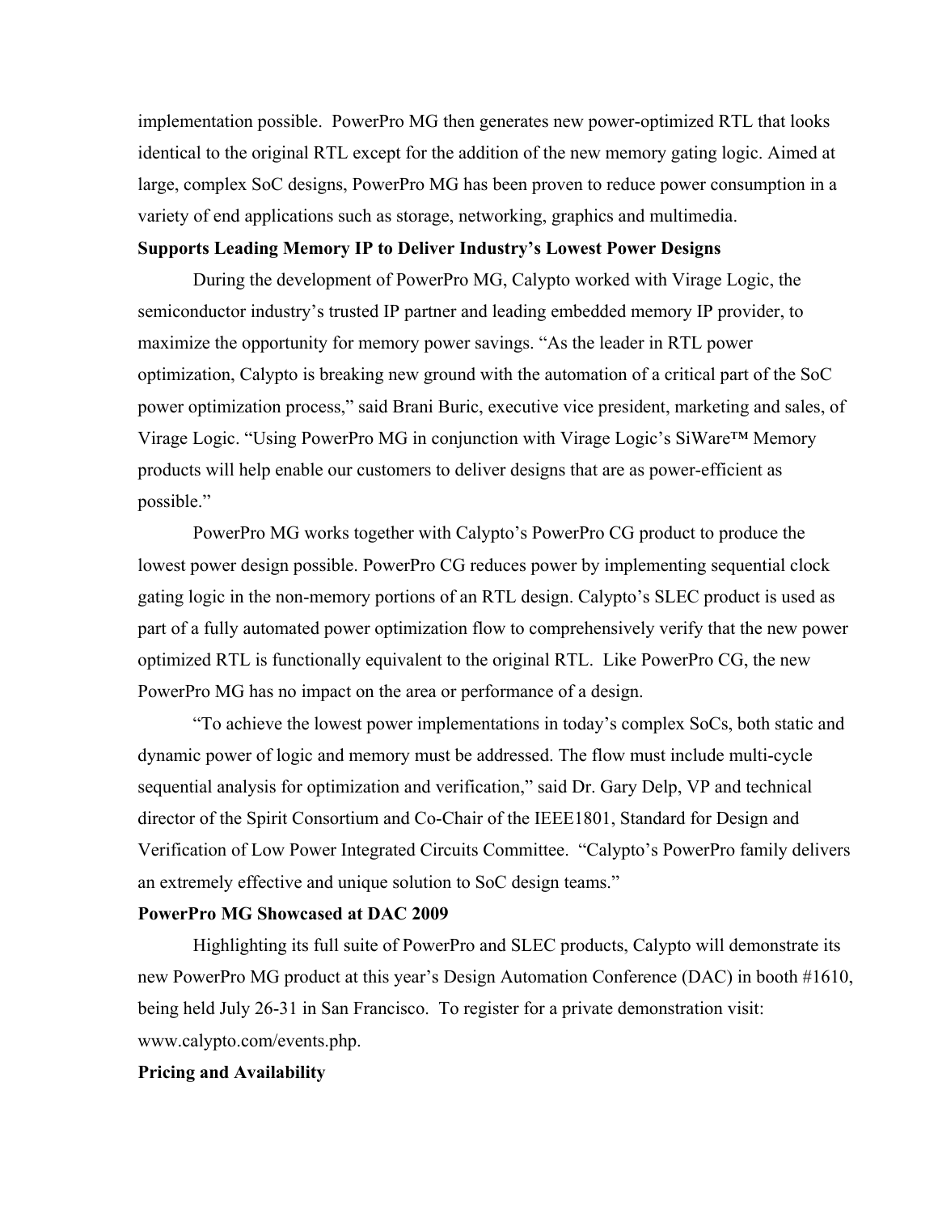implementation possible. PowerPro MG then generates new power-optimized RTL that looks identical to the original RTL except for the addition of the new memory gating logic. Aimed at large, complex SoC designs, PowerPro MG has been proven to reduce power consumption in a variety of end applications such as storage, networking, graphics and multimedia.

**Supports Leading Memory IP to Deliver Industry's Lowest Power Designs**

During the development of PowerPro MG, Calypto worked with Virage Logic, the semiconductor industry's trusted IP partner and leading embedded memory IP provider, to maximize the opportunity for memory power savings. "As the leader in RTL power optimization, Calypto is breaking new ground with the automation of a critical part of the SoC power optimization process," said Brani Buric, executive vice president, marketing and sales, of Virage Logic. "Using PowerPro MG in conjunction with Virage Logic's SiWare™ Memory products will help enable our customers to deliver designs that are as power-efficient as possible."

PowerPro MG works together with Calypto's PowerPro CG product to produce the lowest power design possible. PowerPro CG reduces power by implementing sequential clock gating logic in the non-memory portions of an RTL design. Calypto's SLEC product is used as part of a fully automated power optimization flow to comprehensively verify that the new power optimized RTL is functionally equivalent to the original RTL. Like PowerPro CG, the new PowerPro MG has no impact on the area or performance of a design.

"To achieve the lowest power implementations in today's complex SoCs, both static and dynamic power of logic and memory must be addressed. The flow must include multi-cycle sequential analysis for optimization and verification," said Dr. Gary Delp, VP and technical director of the Spirit Consortium and Co-Chair of the IEEE1801, Standard for Design and Verification of Low Power Integrated Circuits Committee. "Calypto's PowerPro family delivers an extremely effective and unique solution to SoC design teams."

**PowerPro MG Showcased at DAC 2009**

Highlighting its full suite of PowerPro and SLEC products, Calypto will demonstrate its new PowerPro MG product at this year's Design Automation Conference (DAC) in booth #1610, being held July 26-31 in San Francisco. To register for a private demonstration visit: www.calypto.com/events.php.

**Pricing and Availability**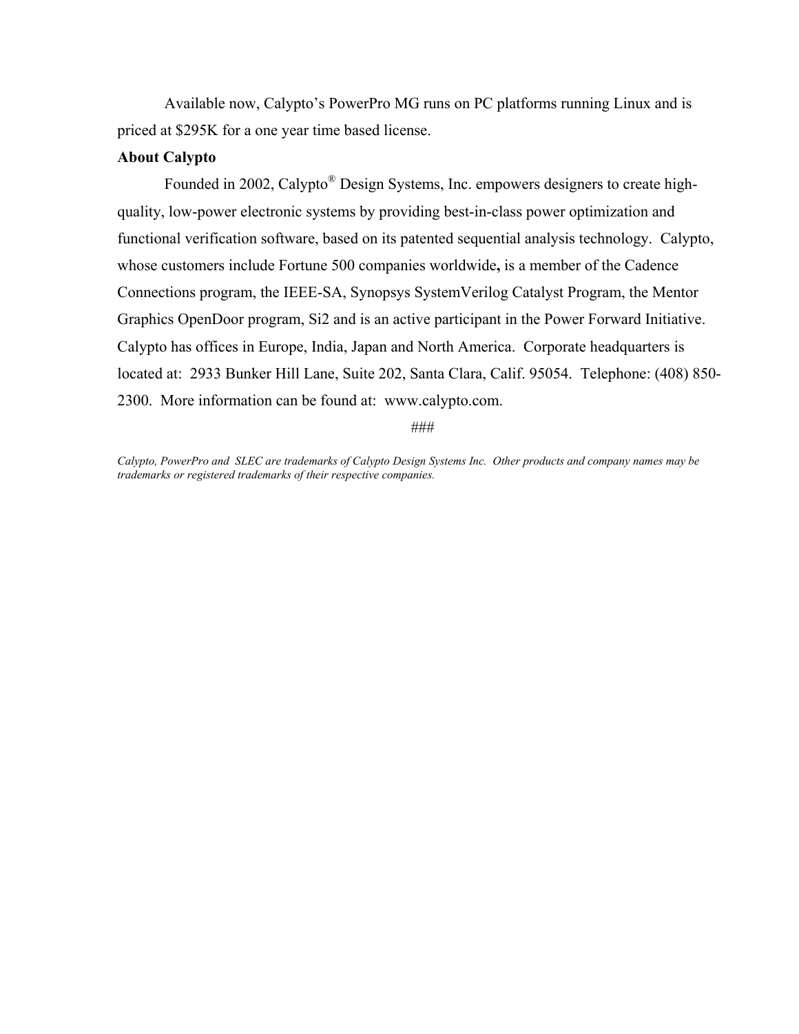Available now, Calypto's PowerPro MG runs on PC platforms running Linux and is priced at $295K for a one year time based license.

**About Calypto**

Founded in 2002, Calypto® Design Systems, Inc. empowers designers to create high-quality, low-power electronic systems by providing best-in-class power optimization and functional verification software, based on its patented sequential analysis technology. Calypto, whose customers include Fortune 500 companies worldwide**,** is a member of the Cadence Connections program, the IEEE-SA, Synopsys SystemVerilog Catalyst Program, the Mentor Graphics OpenDoor program, Si2 and is an active participant in the Power Forward Initiative. Calypto has offices in Europe, India, Japan and North America. Corporate headquarters is located at: 2933 Bunker Hill Lane, Suite 202, Santa Clara, Calif. 95054. Telephone: (408) 850-2300. More information can be found at: www.calypto.com.

###

*Calypto, PowerPro and SLEC are trademarks of Calypto Design Systems Inc. Other products and company names may be trademarks or registered trademarks of their respective companies.*